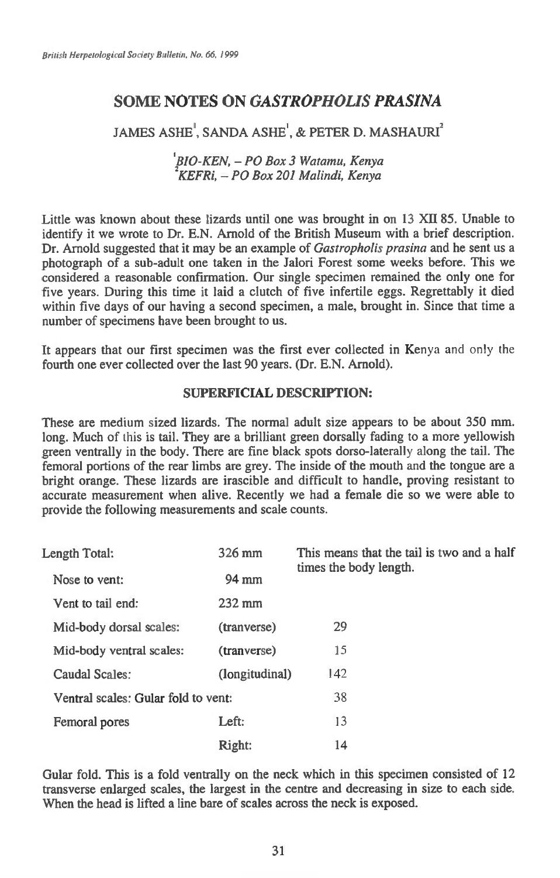# SOME NOTES ON *GASTROPHOLIS PRASINA*

JAMES ASHE[1], SANDA ASHE[1], & PETER D. MASHAURI[2]

[1]*BIO-KEN, – PO Box 3 Watamu, Kenya*
[2]*KEFRi, – PO Box 201 Malindi, Kenya*

Little was known about these lizards until one was brought in on 13 XII 85. Unable to identify it we wrote to Dr. E.N. Arnold of the British Museum with a brief description. Dr. Arnold suggested that it may be an example of *Gastropholis prasina* and he sent us a photograph of a sub-adult one taken in the Jalori Forest some weeks before. This we considered a reasonable confirmation. Our single specimen remained the only one for five years. During this time it laid a clutch of five infertile eggs. Regrettably it died within five days of our having a second specimen, a male, brought in. Since that time a number of specimens have been brought to us.

It appears that our first specimen was the first ever collected in Kenya and only the fourth one ever collected over the last 90 years. (Dr. E.N. Arnold).

## SUPERFICIAL DESCRIPTION:

These are medium sized lizards. The normal adult size appears to be about 350 mm. long. Much of this is tail. They are a brilliant green dorsally fading to a more yellowish green ventrally in the body. There are fine black spots dorso-laterally along the tail. The femoral portions of the rear limbs are grey. The inside of the mouth and the tongue are a bright orange. These lizards are irascible and difficult to handle, proving resistant to accurate measurement when alive. Recently we had a female die so we were able to provide the following measurements and scale counts.

| | | |
|---|---|---|
| Length Total: | 326 mm | This means that the tail is two and a half times the body length. |
| Nose to vent: | 94 mm | |
| Vent to tail end: | 232 mm | |
| Mid-body dorsal scales: | (tranverse) | 29 |
| Mid-body ventral scales: | (tranverse) | 15 |
| Caudal Scales: | (longitudinal) | 142 |
| Ventral scales: Gular fold to vent: | | 38 |
| Femoral pores | Left: | 13 |
| | Right: | 14 |

Gular fold. This is a fold ventrally on the neck which in this specimen consisted of 12 transverse enlarged scales, the largest in the centre and decreasing in size to each side. When the head is lifted a line bare of scales across the neck is exposed.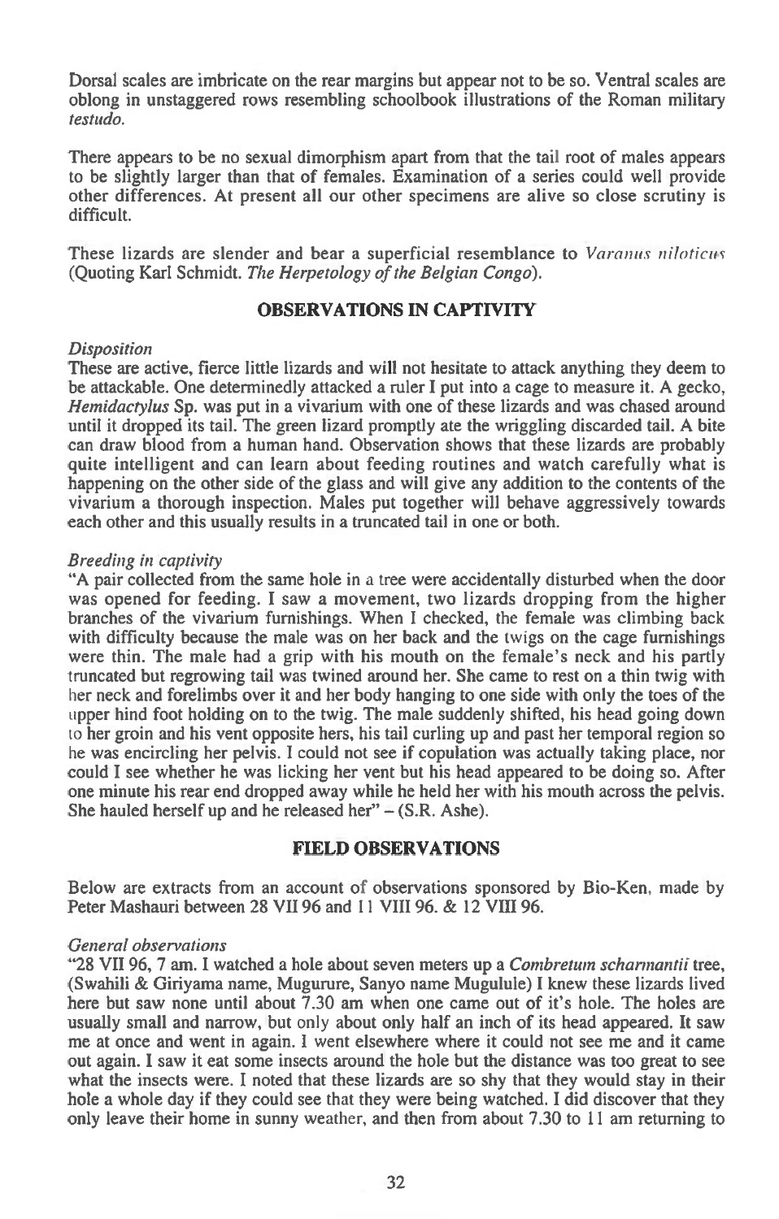Dorsal scales are imbricate on the rear margins but appear not to be so. Ventral scales are oblong in unstaggered rows resembling schoolbook illustrations of the Roman military *testudo.*

There appears to be no sexual dimorphism apart from that the tail root of males appears to be slightly larger than that of females. Examination of a series could well provide other differences. At present all our other specimens are alive so close scrutiny is difficult.

These lizards are slender and bear a superficial resemblance to *Varanus niloticus* (Quoting Karl Schmidt. *The Herpetology of the Belgian Congo*).

## OBSERVATIONS IN CAPTIVITY

### *Disposition*

These are active, fierce little lizards and will not hesitate to attack anything they deem to be attackable. One determinedly attacked a ruler I put into a cage to measure it. A gecko, *Hemidactylus* Sp. was put in a vivarium with one of these lizards and was chased around until it dropped its tail. The green lizard promptly ate the wriggling discarded tail. A bite can draw blood from a human hand. Observation shows that these lizards are probably quite intelligent and can learn about feeding routines and watch carefully what is happening on the other side of the glass and will give any addition to the contents of the vivarium a thorough inspection. Males put together will behave aggressively towards each other and this usually results in a truncated tail in one or both.

### *Breeding in captivity*

"A pair collected from the same hole in a tree were accidentally disturbed when the door was opened for feeding. I saw a movement, two lizards dropping from the higher branches of the vivarium furnishings. When I checked, the female was climbing back with difficulty because the male was on her back and the twigs on the cage furnishings were thin. The male had a grip with his mouth on the female's neck and his partly truncated but regrowing tail was twined around her. She came to rest on a thin twig with her neck and forelimbs over it and her body hanging to one side with only the toes of the upper hind foot holding on to the twig. The male suddenly shifted, his head going down to her groin and his vent opposite hers, his tail curling up and past her temporal region so he was encircling her pelvis. I could not see if copulation was actually taking place, nor could I see whether he was licking her vent but his head appeared to be doing so. After one minute his rear end dropped away while he held her with his mouth across the pelvis. She hauled herself up and he released her" – (S.R. Ashe).

## FIELD OBSERVATIONS

Below are extracts from an account of observations sponsored by Bio-Ken, made by Peter Mashauri between 28 VII 96 and 11 VIII 96. & 12 VIII 96.

### *General observations*

"28 VII 96, 7 am. I watched a hole about seven meters up a *Combretum scharnantii* tree, (Swahili & Giriyama name, Mugurure, Sanyo name Mugulule) I knew these lizards lived here but saw none until about 7.30 am when one came out of it's hole. The holes are usually small and narrow, but only about only half an inch of its head appeared. It saw me at once and went in again. I went elsewhere where it could not see me and it came out again. I saw it eat some insects around the hole but the distance was too great to see what the insects were. I noted that these lizards are so shy that they would stay in their hole a whole day if they could see that they were being watched. I did discover that they only leave their home in sunny weather, and then from about 7.30 to 11 am returning to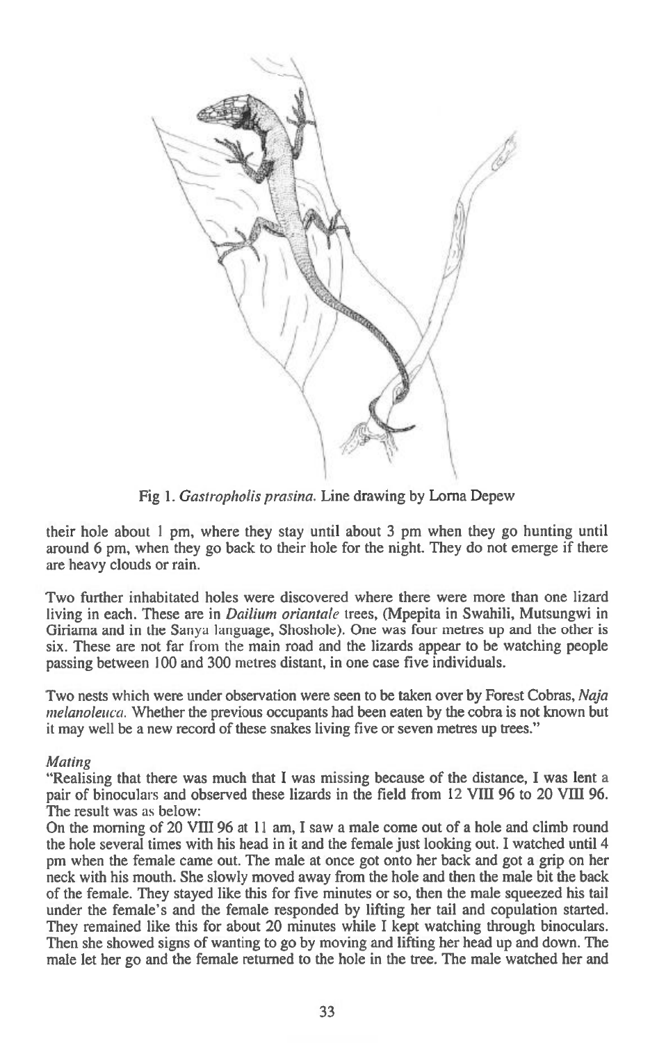Fig 1. *Gastropholis prasina.* Line drawing by Lorna Depew

their hole about 1 pm, where they stay until about 3 pm when they go hunting until around 6 pm, when they go back to their hole for the night. They do not emerge if there are heavy clouds or rain.

Two further inhabitated holes were discovered where there were more than one lizard living in each. These are in *Dailium oriantale* trees, (Mpepita in Swahili, Mutsungwi in Giriama and in the Sanya language, Shoshole). One was four metres up and the other is six. These are not far from the main road and the lizards appear to be watching people passing between 100 and 300 metres distant, in one case five individuals.

Two nests which were under observation were seen to be taken over by Forest Cobras, *Naja melanoleuca.* Whether the previous occupants had been eaten by the cobra is not known but it may well be a new record of these snakes living five or seven metres up trees."

*Mating*

"Realising that there was much that I was missing because of the distance, I was lent a pair of binoculars and observed these lizards in the field from 12 VIII 96 to 20 VIII 96. The result was as below:

On the morning of 20 VIII 96 at 11 am, I saw a male come out of a hole and climb round the hole several times with his head in it and the female just looking out. I watched until 4 pm when the female came out. The male at once got onto her back and got a grip on her neck with his mouth. She slowly moved away from the hole and then the male bit the back of the female. They stayed like this for five minutes or so, then the male squeezed his tail under the female's and the female responded by lifting her tail and copulation started. They remained like this for about 20 minutes while I kept watching through binoculars. Then she showed signs of wanting to go by moving and lifting her head up and down. The male let her go and the female returned to the hole in the tree. The male watched her and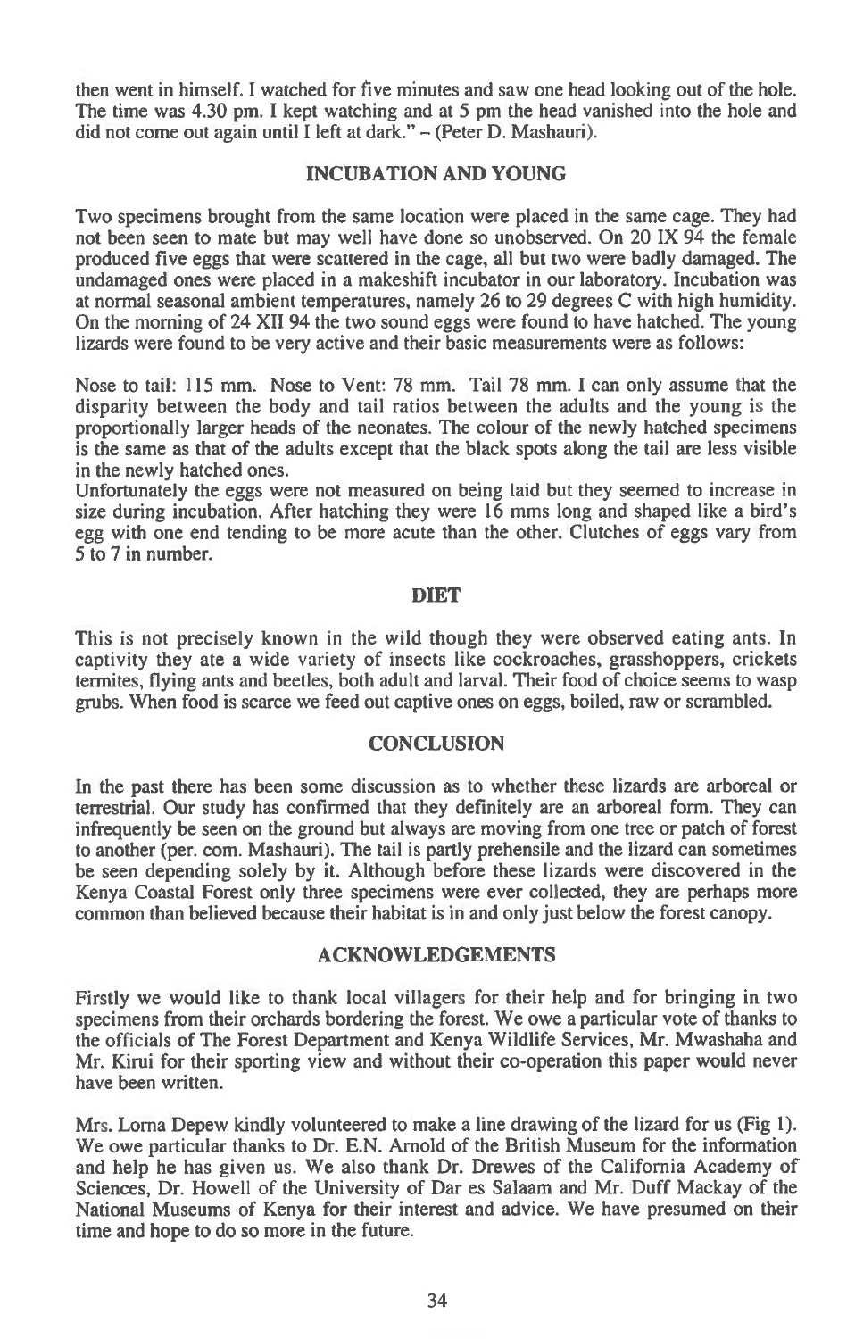then went in himself. I watched for five minutes and saw one head looking out of the hole. The time was 4.30 pm. I kept watching and at 5 pm the head vanished into the hole and did not come out again until I left at dark." – (Peter D. Mashauri).

## INCUBATION AND YOUNG

Two specimens brought from the same location were placed in the same cage. They had not been seen to mate but may well have done so unobserved. On 20 IX 94 the female produced five eggs that were scattered in the cage, all but two were badly damaged. The undamaged ones were placed in a makeshift incubator in our laboratory. Incubation was at normal seasonal ambient temperatures, namely 26 to 29 degrees C with high humidity. On the morning of 24 XII 94 the two sound eggs were found to have hatched. The young lizards were found to be very active and their basic measurements were as follows:

Nose to tail: 115 mm. Nose to Vent: 78 mm. Tail 78 mm. I can only assume that the disparity between the body and tail ratios between the adults and the young is the proportionally larger heads of the neonates. The colour of the newly hatched specimens is the same as that of the adults except that the black spots along the tail are less visible in the newly hatched ones.
Unfortunately the eggs were not measured on being laid but they seemed to increase in size during incubation. After hatching they were 16 mms long and shaped like a bird's egg with one end tending to be more acute than the other. Clutches of eggs vary from 5 to 7 in number.

## DIET

This is not precisely known in the wild though they were observed eating ants. In captivity they ate a wide variety of insects like cockroaches, grasshoppers, crickets termites, flying ants and beetles, both adult and larval. Their food of choice seems to wasp grubs. When food is scarce we feed out captive ones on eggs, boiled, raw or scrambled.

## CONCLUSION

In the past there has been some discussion as to whether these lizards are arboreal or terrestrial. Our study has confirmed that they definitely are an arboreal form. They can infrequently be seen on the ground but always are moving from one tree or patch of forest to another (per. com. Mashauri). The tail is partly prehensile and the lizard can sometimes be seen depending solely by it. Although before these lizards were discovered in the Kenya Coastal Forest only three specimens were ever collected, they are perhaps more common than believed because their habitat is in and only just below the forest canopy.

## ACKNOWLEDGEMENTS

Firstly we would like to thank local villagers for their help and for bringing in two specimens from their orchards bordering the forest. We owe a particular vote of thanks to the officials of The Forest Department and Kenya Wildlife Services, Mr. Mwashaha and Mr. Kirui for their sporting view and without their co-operation this paper would never have been written.

Mrs. Lorna Depew kindly volunteered to make a line drawing of the lizard for us (Fig 1). We owe particular thanks to Dr. E.N. Arnold of the British Museum for the information and help he has given us. We also thank Dr. Drewes of the California Academy of Sciences, Dr. Howell of the University of Dar es Salaam and Mr. Duff Mackay of the National Museums of Kenya for their interest and advice. We have presumed on their time and hope to do so more in the future.